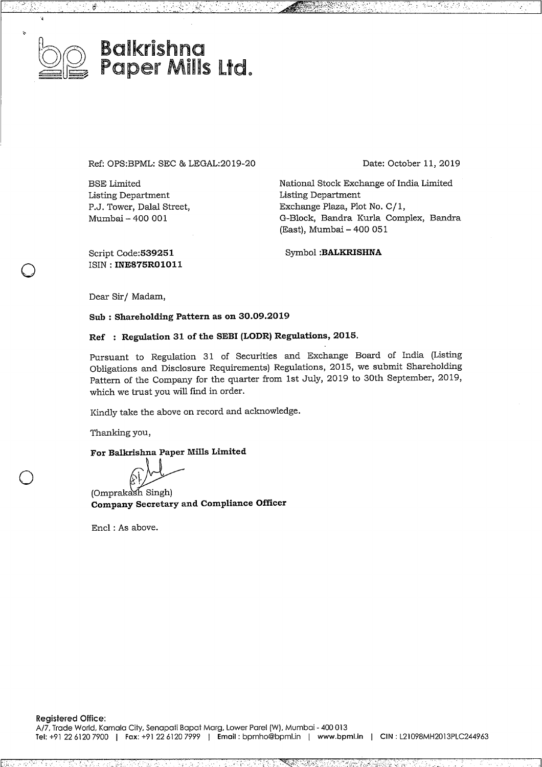# Balkrishna Paper Mills Ltd.

Ref: OPS:BPML: SEC & LEGAL:2019-20

Date: October 11, 2019

BSE Limited
Listing Department
P.J. Tower, Dalal Street,
Mumbai – 400 001

National Stock Exchange of India Limited
Listing Department
Exchange Plaza, Plot No. C/1,
G-Block, Bandra Kurla Complex, Bandra (East), Mumbai – 400 051

Script Code:**539251**
ISIN : **INE875R01011**

Symbol :**BALKRISHNA**

Dear Sir/ Madam,

**Sub : Shareholding Pattern as on 30.09.2019**

**Ref : Regulation 31 of the SEBI (LODR) Regulations, 2015.**

Pursuant to Regulation 31 of Securities and Exchange Board of India (Listing Obligations and Disclosure Requirements) Regulations, 2015, we submit Shareholding Pattern of the Company for the quarter from 1st July, 2019 to 30th September, 2019, which we trust you will find in order.

Kindly take the above on record and acknowledge.

Thanking you,

**For Balkrishna Paper Mills Limited**

(Omprakash Singh)
**Company Secretary and Compliance Officer**

Encl : As above.

**Registered Office:**
A/7, Trade World, Kamala City, Senapati Bapat Marg, Lower Parel (W), Mumbai - 400 013
Tel: +91 22 6120 7900 | Fax: +91 22 6120 7999 | Email : bpmho@bpml.in | www.bpml.in | CIN : L21098MH2013PLC244963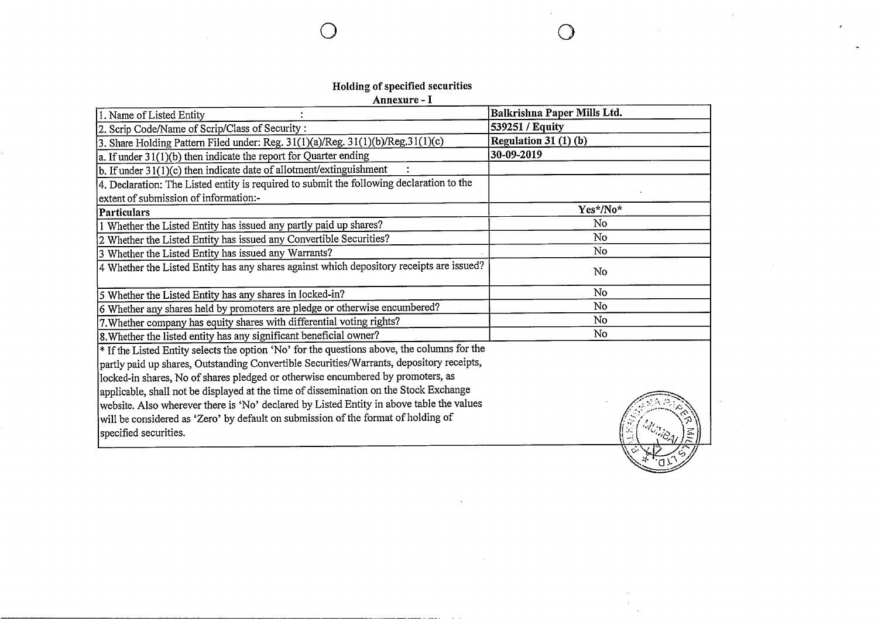## Holding of specified securities

### Annexure - I

| | |
|---|---|
| 1. Name of Listed Entity : | **Balkrishna Paper Mills Ltd.** |
| 2. Scrip Code/Name of Scrip/Class of Security : | **539251 / Equity** |
| 3. Share Holding Pattern Filed under: Reg. 31(1)(a)/Reg. 31(1)(b)/Reg.31(1)(c) | **Regulation 31 (1) (b)** |
| a. If under 31(1)(b) then indicate the report for Quarter ending | **30-09-2019** |
| b. If under 31(1)(c) then indicate date of allotment/extinguishment : | |
| 4. Declaration: The Listed entity is required to submit the following declaration to the extent of submission of information:- | |
| **Particulars** | **Yes*/No*** |
| 1 Whether the Listed Entity has issued any partly paid up shares? | No |
| 2 Whether the Listed Entity has issued any Convertible Securities? | No |
| 3 Whether the Listed Entity has issued any Warrants? | No |
| 4 Whether the Listed Entity has any shares against which depository receipts are issued? | No |
| 5 Whether the Listed Entity has any shares in locked-in? | No |
| 6 Whether any shares held by promoters are pledge or otherwise encumbered? | No |
| 7.Whether company has equity shares with differential voting rights? | No |
| 8.Whether the listed entity has any significant beneficial owner? | No |

* If the Listed Entity selects the option 'No' for the questions above, the columns for the partly paid up shares, Outstanding Convertible Securities/Warrants, depository receipts, locked-in shares, No of shares pledged or otherwise encumbered by promoters, as applicable, shall not be displayed at the time of dissemination on the Stock Exchange website. Also wherever there is 'No' declared by Listed Entity in above table the values will be considered as 'Zero' by default on submission of the format of holding of specified securities.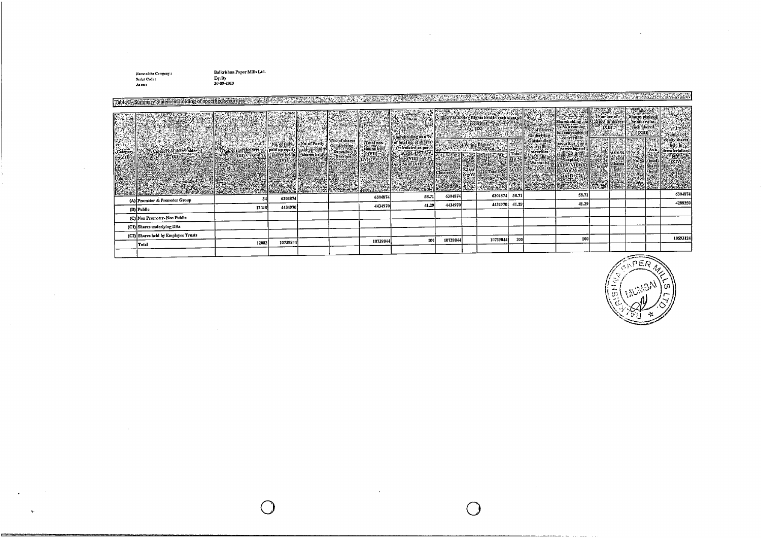Name of the Company : Balkrishna Paper Mills Ltd.
Script Code : Equity
As on : 30-09-2019

Table I - Summary Statement holding of specified securities

| Category (I) | Category of shareholder (II) | Nos. of shareholders (III) | No. of fully paid up equity shares held (IV) | No. of Partly paid-up equity shares held (V) | No. of shares underlying Depository Receipts (VI) | Total nos. shares held (VII) = (IV)+(V)+(VI) | Shareholding as a % of total no. of shares (calculated as per SCRR, 1957) (VIII) As a % of (A+B+C2) | Number of Voting Rights held in each class of securities (IX) | | | | No. of Shares Underlying Outstanding convertible securities (including Warrants) (X) | Shareholding, as a % assuming full conversion of convertible securities (as a percentage of diluted share capital) (XI)=(VII)+(X) As a % of (A+B+C2) | Number of Locked in shares (XII) | | Number of Shares pledged or otherwise encumbered (XIII) | | Number of equity shares held in dematerialized form (XIV) |
|---|---|---|---|---|---|---|---|---|---|---|---|---|---|---|---|---|---|---|
| | | | | | | | | No of Voting Rights | | | Total as a % of (A+B+C) | | | No. (a) | As a % of total Shares held (b) | No. (a) | As a % of total Shares held (b) | |
| | | | | | | | | Class eg: X | Class eg: Y | Total | | | | | | | | |
| (A) | Promoter & Promoter Group | 34 | 6304874 | | | 6304874 | 58.71 | 6304874 | | 6304874 | 58.71 | | 58.71 | | | | | 6304874 |
| (B) | Public | 12048 | 4434970 | | | 4434970 | 41.29 | 4434970 | | 4434970 | 41.29 | | 41.29 | | | | | 4288250 |
| (C) | Non Promoter- Non Public | | | | | | | | | | | | | | | | | |
| (C1) | Shares underlying DRs | | | | | | | | | | | | | | | | | |
| (C2) | Shares held by Employee Trusts | | | | | | | | | | | | | | | | | |
| | Total | 12082 | 10739844 | | | 10739844 | 100 | 10739844 | | 10739844 | 100 | | 100 | | | | | 10593124 |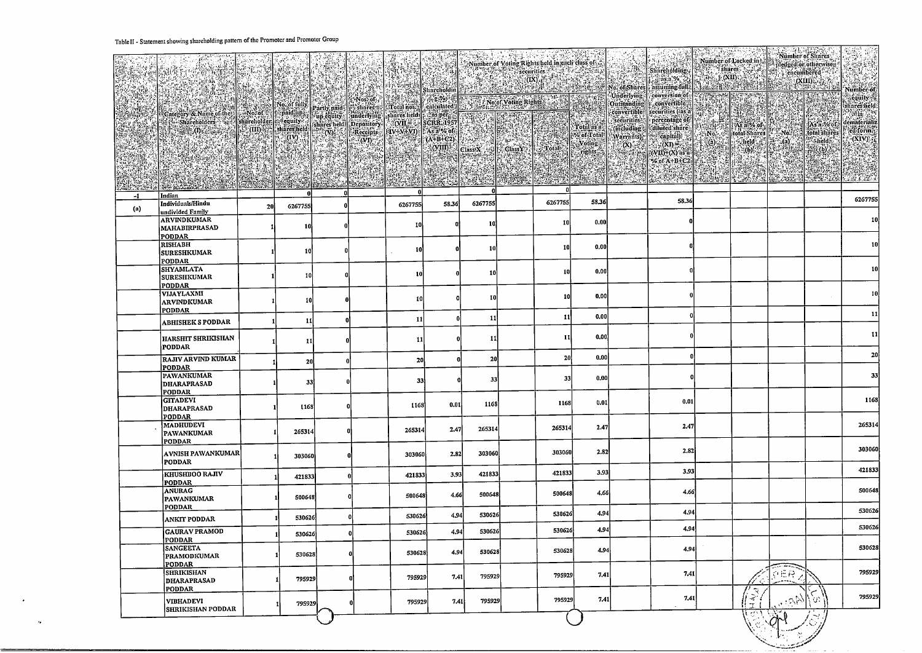Table II - Statement showing shareholding pattern of the Promoter and Promoter Group

| | Category & Name of the Shareholders (I) | No. of shareholder (III) | No. of fully paid up equity shares held (IV) | Partly paid-up equity shares held (V) | Nos. of shares underlying Depository Receipts (VI) | Total nos. shares held (VII = IV+V+VI) | Shareholding % calculated as per SCRR, 1957 As a % of (A+B+C2) (VIII) | Number of Voting Rights held in each class of securities (IX) | | | | No. of Shares Underlying Outstanding convertible securities (including Warrants) (X) | Shareholding, as a % assuming full conversion of convertible securities (as a percentage of diluted share capital) (XI) = (VII)+(X) as a % of A+B+C2 | Number of Locked in shares (XII) | | Number of Shares pledged or otherwise encumbered (XIII) | | Number of equity shares held in dematerialized form (XIV) |
|---|---|---|---|---|---|---|---|---|---|---|---|---|---|---|---|---|---|---|
| | | | | | | | | No of Voting Rights | | | Total as a % of Total Voting rights | | | No. (a) | As a % of total Shares held (b) | No. (a) | As a % of total shares held (b) | |
| | | | | | | | | Class X | Class Y | Total | | | | | | | | |
| -1 | Indian | | 0 | 0 | | 0 | | 0 | | 0 | | | | | | | | |
| (a) | Individuals/Hindu undivided Family | 20 | 6267755 | 0 | | 6267755 | 58.36 | 6267755 | | 6267755 | 58.36 | | 58.36 | | | | | 6267755 |
| | ARVINDKUMAR MAHABIRPRASAD PODDAR | 1 | 10 | 0 | | 10 | 0 | 10 | | 10 | 0.00 | | 0 | | | | | 10 |
| | RISHABH SURESHKUMAR PODDAR | 1 | 10 | 0 | | 10 | 0 | 10 | | 10 | 0.00 | | 0 | | | | | 10 |
| | SHYAMLATA SURESHKUMAR PODDAR | 1 | 10 | 0 | | 10 | 0 | 10 | | 10 | 0.00 | | 0 | | | | | 10 |
| | VIJAYLAXMI ARVINDKUMAR PODDAR | 1 | 10 | 0 | | 10 | 0 | 10 | | 10 | 0.00 | | 0 | | | | | 10 |
| | ABHISHEK S PODDAR | 1 | 11 | 0 | | 11 | 0 | 11 | | 11 | 0.00 | | 0 | | | | | 11 |
| | HARSHIT SHRIKISHAN PODDAR | 1 | 11 | 0 | | 11 | 0 | 11 | | 11 | 0.00 | | 0 | | | | | 11 |
| | RAJIV ARVIND KUMAR PODDAR | 1 | 20 | 0 | | 20 | 0 | 20 | | 20 | 0.00 | | 0 | | | | | 20 |
| | PAWANKUMAR DHARAPRASAD PODDAR | 1 | 33 | 0 | | 33 | 0 | 33 | | 33 | 0.00 | | 0 | | | | | 33 |
| | GITADEVI DHARAPRASAD PODDAR | 1 | 1168 | 0 | | 1168 | 0.01 | 1168 | | 1168 | 0.01 | | 0.01 | | | | | 1168 |
| | MADHUDEVI PAWANKUMAR PODDAR | 1 | 265314 | 0 | | 265314 | 2.47 | 265314 | | 265314 | 2.47 | | 2.47 | | | | | 265314 |
| | AVNISH PAWANKUMAR PODDAR | 1 | 303060 | 0 | | 303060 | 2.82 | 303060 | | 303060 | 2.82 | | 2.82 | | | | | 303060 |
| | KHUSHBOO RAJIV PODDAR | 1 | 421833 | 0 | | 421833 | 3.93 | 421833 | | 421833 | 3.93 | | 3.93 | | | | | 421833 |
| | ANURAG PAWANKUMAR PODDAR | 1 | 500648 | 0 | | 500648 | 4.66 | 500648 | | 500648 | 4.66 | | 4.66 | | | | | 500648 |
| | ANKIT PODDAR | 1 | 530626 | 0 | | 530626 | 4.94 | 530626 | | 530626 | 4.94 | | 4.94 | | | | | 530626 |
| | GAURAV PRAMOD PODDAR | 1 | 530626 | 0 | | 530626 | 4.94 | 530626 | | 530626 | 4.94 | | 4.94 | | | | | 530626 |
| | SANGEETA PRAMODKUMAR PODDAR | 1 | 530628 | 0 | | 530628 | 4.94 | 530628 | | 530628 | 4.94 | | 4.94 | | | | | 530628 |
| | SHRIKISHAN DHARAPRASAD PODDAR | 1 | 795929 | 0 | | 795929 | 7.41 | 795929 | | 795929 | 7.41 | | 7.41 | | | | | 795929 |
| | VIBHADEVI SHRIKISHAN PODDAR | 1 | 795929 | 0 | | 795929 | 7.41 | 795929 | | 795929 | 7.41 | | 7.41 | | | | | 795929 |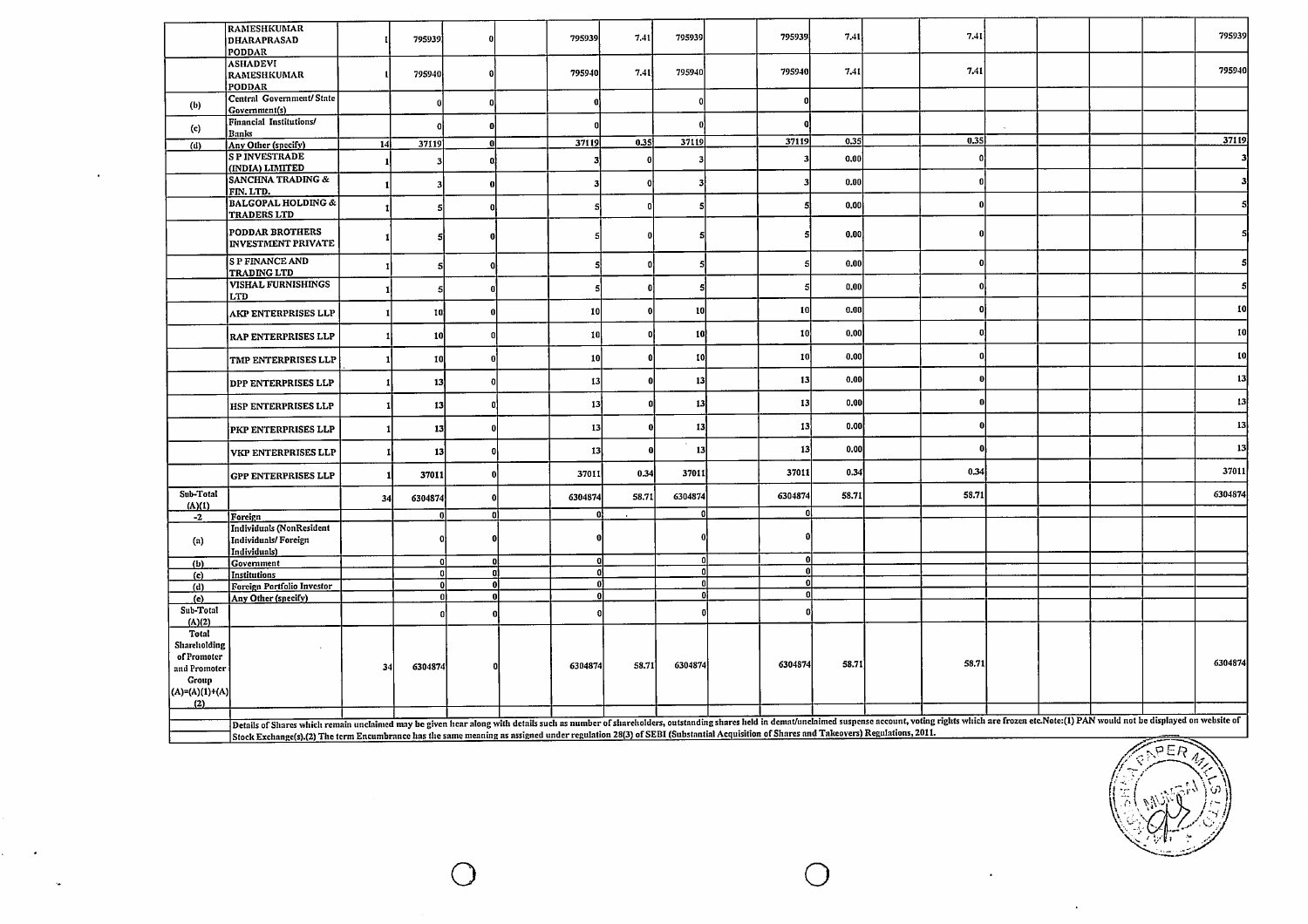| | | | | | | | | | | | | | | | | | | |
|---|---|---|---|---|---|---|---|---|---|---|---|---|---|---|---|---|---|---|
| | RAMESHKUMAR DHARAPRASAD PODDAR | 1 | 795939 | 0 | | 795939 | 7.41 | 795939 | | 795939 | 7.41 | | 7.41 | | | | | 795939 |
| | ASHADEVI RAMESHKUMAR PODDAR | 1 | 795940 | 0 | | 795940 | 7.41 | 795940 | | 795940 | 7.41 | | 7.41 | | | | | 795940 |
| (b) | Central Government/ State Government(s) | | 0 | 0 | | 0 | | 0 | | 0 | | | | | | | | |
| (c) | Financial Institutions/ Banks | | 0 | 0 | | 0 | | 0 | | 0 | | | | | | | | |
| (d) | Any Other (specify) | 14 | 37119 | 0 | | 37119 | 0.35 | 37119 | | 37119 | 0.35 | | 0.35 | | | | | 37119 |
| | S P INVESTRADE (INDIA) LIMITED | 1 | 3 | 0 | | 3 | 0 | 3 | | 3 | 0.00 | | 0 | | | | | 3 |
| | SANCHNA TRADING & FIN. LTD. | 1 | 3 | 0 | | 3 | 0 | 3 | | 3 | 0.00 | | 0 | | | | | 3 |
| | BALGOPAL HOLDING & TRADERS LTD | 1 | 5 | 0 | | 5 | 0 | 5 | | 5 | 0.00 | | 0 | | | | | 5 |
| | PODDAR BROTHERS INVESTMENT PRIVATE | 1 | 5 | 0 | | 5 | 0 | 5 | | 5 | 0.00 | | 0 | | | | | 5 |
| | S P FINANCE AND TRADING LTD | 1 | 5 | 0 | | 5 | 0 | 5 | | 5 | 0.00 | | 0 | | | | | 5 |
| | VISHAL FURNISHINGS LTD | 1 | 5 | 0 | | 5 | 0 | 5 | | 5 | 0.00 | | 0 | | | | | 5 |
| | AKP ENTERPRISES LLP | 1 | 10 | 0 | | 10 | 0 | 10 | | 10 | 0.00 | | 0 | | | | | 10 |
| | RAP ENTERPRISES LLP | 1 | 10 | 0 | | 10 | 0 | 10 | | 10 | 0.00 | | 0 | | | | | 10 |
| | TMP ENTERPRISES LLP | 1 | 10 | 0 | | 10 | 0 | 10 | | 10 | 0.00 | | 0 | | | | | 10 |
| | DPP ENTERPRISES LLP | 1 | 13 | 0 | | 13 | 0 | 13 | | 13 | 0.00 | | 0 | | | | | 13 |
| | HSP ENTERPRISES LLP | 1 | 13 | 0 | | 13 | 0 | 13 | | 13 | 0.00 | | 0 | | | | | 13 |
| | PKP ENTERPRISES LLP | 1 | 13 | 0 | | 13 | 0 | 13 | | 13 | 0.00 | | 0 | | | | | 13 |
| | VKP ENTERPRISES LLP | 1 | 13 | 0 | | 13 | 0 | 13 | | 13 | 0.00 | | 0 | | | | | 13 |
| | GPP ENTERPRISES LLP | 1 | 37011 | 0 | | 37011 | 0.34 | 37011 | | 37011 | 0.34 | | 0.34 | | | | | 37011 |
| Sub-Total (A)(1) | | 34 | 6304874 | 0 | | 6304874 | 58.71 | 6304874 | | 6304874 | 58.71 | | 58.71 | | | | | 6304874 |
| -2 | Foreign | | 0 | 0 | | 0 | | 0 | | 0 | | | | | | | | |
| (a) | Individuals (NonResident Individuals/ Foreign Individuals) | | 0 | 0 | | 0 | | 0 | | 0 | | | | | | | | |
| (b) | Government | | 0 | 0 | | 0 | | 0 | | 0 | | | | | | | | |
| (c) | Institutions | | 0 | 0 | | 0 | | 0 | | 0 | | | | | | | | |
| (d) | Foreign Portfolio Investor | | 0 | 0 | | 0 | | 0 | | 0 | | | | | | | | |
| (e) | Any Other (specify) | | 0 | 0 | | 0 | | 0 | | 0 | | | | | | | | |
| Sub-Total (A)(2) | | | 0 | 0 | | 0 | | 0 | | 0 | | | | | | | | |
| Total Shareholding of Promoter and Promoter Group (A)=(A)(1)+(A)(2) | | 34 | 6304874 | 0 | | 6304874 | 58.71 | 6304874 | | 6304874 | 58.71 | | 58.71 | | | | | 6304874 |

Details of Shares which remain unclaimed may be given hear along with details such as number of shareholders, outstanding shares held in demat/unclaimed suspense account, voting rights which are frozen etc.Note:(1) PAN would not be displayed on website of Stock Exchange(s).(2) The term Encumbrance has the same meaning as assigned under regulation 28(3) of SEBI (Substantial Acquisition of Shares and Takeovers) Regulations, 2011.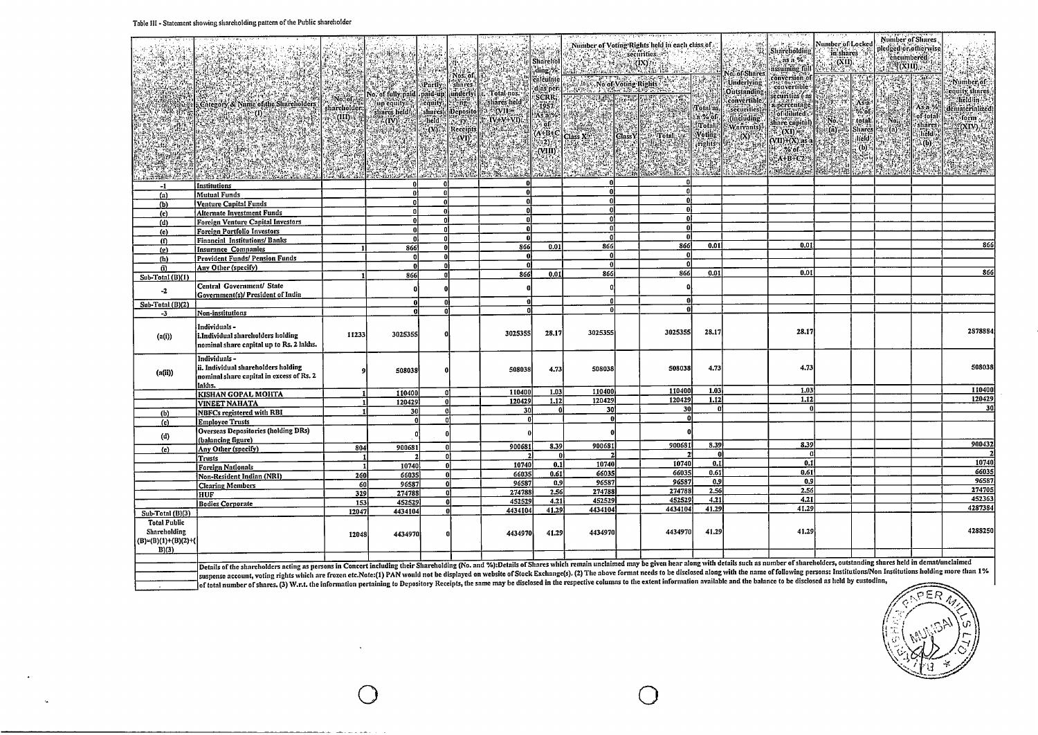Table III - Statement showing shareholding pattern of the Public shareholder

| | Category & Name of the Shareholders (I) | Nos. of shareholder (III) | No. of fully paid up equity shares held (IV) | Partly paid-up equity shares held (V) | Nos. of shares underlying Depository Receipts (VI) | Total nos. shares held (VII = IV+V+VI) | Shareholding % calculated as per SCRR, 1957 As a % of (A+B+C2) (VIII) | Number of Voting Rights held in each class of securities (IX) | | | | No. of Shares Underlying Outstanding convertible securities (including Warrants) (X) | Shareholding, as a % assuming full conversion of convertible securities (as a percentage of diluted share capital) (XI) = (VII)+(X) as a % of A+B+C2 | Number of Locked in shares (XII) | | Number of Shares pledged or otherwise encumbered (XIII) | | Number of equity shares held in dematerialized form (XIV) |
|---|---|---|---|---|---|---|---|---|---|---|---|---|---|---|---|---|---|---|
| | | | | | | | | No of Voting Rights | | | Total as a % of Total Voting rights | | | No. (a) | As a % of total Shares held (b) | No. (a) | As a % of total shares held (b) | |
| | | | | | | | | Class X | Class Y | Total | | | | | | | | |
| -1 | Institutions | | 0 | 0 | | 0 | | 0 | | 0 | | | | | | | | |
| (a) | Mutual Funds | | 0 | 0 | | 0 | | 0 | | 0 | | | | | | | | |
| (b) | Venture Capital Funds | | 0 | 0 | | 0 | | 0 | | 0 | | | | | | | | |
| (c) | Alternate Investment Funds | | 0 | 0 | | 0 | | 0 | | 0 | | | | | | | | |
| (d) | Foreign Venture Capital Investors | | 0 | 0 | | 0 | | 0 | | 0 | | | | | | | | |
| (e) | Foreign Portfolio Investors | | 0 | 0 | | 0 | | 0 | | 0 | | | | | | | | |
| (f) | Financial Institutions/ Banks | | 0 | 0 | | 0 | | 0 | | 0 | | | | | | | | |
| (g) | Insurance Companies | 1 | 866 | 0 | | 866 | 0.01 | 866 | | 866 | 0.01 | | 0.01 | | | | | 866 |
| (h) | Provident Funds/ Pension Funds | | 0 | 0 | | 0 | | 0 | | 0 | | | | | | | | |
| (i) | Any Other (specify) | | 0 | 0 | | 0 | | 0 | | 0 | | | | | | | | |
| Sub-Total (B)(1) | | 1 | 866 | 0 | | 866 | 0.01 | 866 | | 866 | 0.01 | | 0.01 | | | | | 866 |
| -2 | Central Government/ State Government(s)/ President of India | | 0 | 0 | | 0 | | 0 | | 0 | | | | | | | | |
| Sub-Total (B)(2) | | | 0 | 0 | | 0 | | 0 | | 0 | | | | | | | | |
| -3 | Non-institutions | | 0 | 0 | | 0 | | 0 | | 0 | | | | | | | | |
| (a(i)) | Individuals - i.Individual shareholders holding nominal share capital up to Rs. 2 lakhs. | 11233 | 3025355 | 0 | | 3025355 | 28.17 | 3025355 | | 3025355 | 28.17 | | 28.17 | | | | | 2878884 |
| (a(ii)) | Individuals - ii. Individual shareholders holding nominal share capital in excess of Rs. 2 lakhs. | 9 | 508038 | 0 | | 508038 | 4.73 | 508038 | | 508038 | 4.73 | | 4.73 | | | | | 508038 |
| | KISHAN GOPAL MOHTA | 1 | 110400 | 0 | | 110400 | 1.03 | 110400 | | 110400 | 1.03 | | 1.03 | | | | | 110400 |
| | VINEET NAHATA | 1 | 120429 | 0 | | 120429 | 1.12 | 120429 | | 120429 | 1.12 | | 1.12 | | | | | 120429 |
| (b) | NBFCs registered with RBI | 1 | 30 | 0 | | 30 | 0 | 30 | | 30 | 0 | | 0 | | | | | 30 |
| (c) | Employee Trusts | | 0 | 0 | | 0 | | 0 | | 0 | | | | | | | | |
| (d) | Overseas Depositories (holding DRs) (balancing figure) | | 0 | 0 | | 0 | | 0 | | 0 | | | | | | | | |
| (e) | Any Other (specify) | 804 | 900681 | 0 | | 900681 | 8.39 | 900681 | | 900681 | 8.39 | | 8.39 | | | | | 900432 |
| | Trusts | 1 | 2 | 0 | | 2 | 0 | 2 | | 2 | 0 | | 0 | | | | | 2 |
| | Foreign Nationals | 1 | 10740 | 0 | | 10740 | 0.1 | 10740 | | 10740 | 0.1 | | 0.1 | | | | | 10740 |
| | Non-Resident Indian (NRI) | 260 | 66035 | 0 | | 66035 | 0.61 | 66035 | | 66035 | 0.61 | | 0.61 | | | | | 66035 |
| | Clearing Members | 60 | 96587 | 0 | | 96587 | 0.9 | 96587 | | 96587 | 0.9 | | 0.9 | | | | | 96587 |
| | HUF | 329 | 274788 | 0 | | 274788 | 2.56 | 274788 | | 274788 | 2.56 | | 2.56 | | | | | 274705 |
| | Bodies Corporate | 153 | 452529 | 0 | | 452529 | 4.21 | 452529 | | 452529 | 4.21 | | 4.21 | | | | | 452363 |
| Sub-Total (B)(3) | | 12047 | 4434104 | 0 | | 4434104 | 41.29 | 4434104 | | 4434104 | 41.29 | | 41.29 | | | | | 4287384 |
| Total Public Shareholding (B)=(B)(1)+(B)(2)+(B)(3) | | 12048 | 4434970 | 0 | | 4434970 | 41.29 | 4434970 | | 4434970 | 41.29 | | 41.29 | | | | | 4288250 |

Details of the shareholders acting as persons in Concert including their Shareholding (No. and %):Details of Shares which remain unclaimed may be given hear along with details such as number of shareholders, outstanding shares held in demat/unclaimed suspense account, voting rights which are frozen etc.Note:(1) PAN would not be displayed on website of Stock Exchange(s). (2) The above format needs to be disclosed along with the name of following persons: Institutions/Non Institutions holding more than 1% of total number of shares. (3) W.r.t. the information pertaining to Depository Receipts, the same may be disclosed in the respective columns to the extent information available and the balance to be disclosed as held by custodian,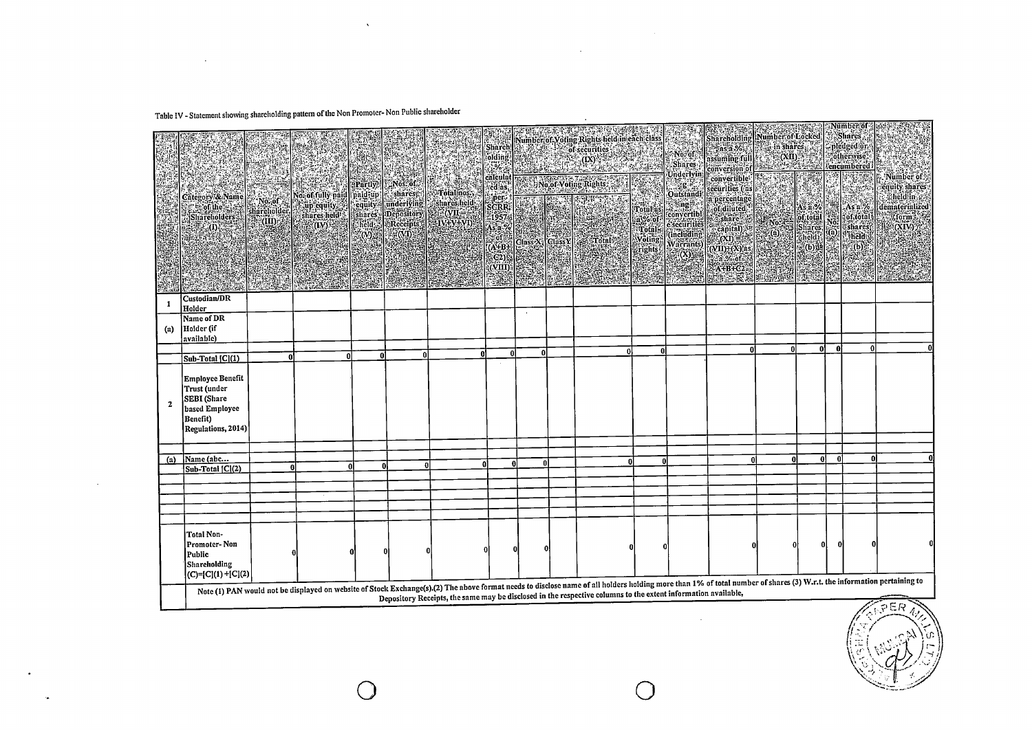Table IV - Statement showing shareholding pattern of the Non Promoter- Non Public shareholder

| | Category & Name of the Shareholders (I) | No. of shareholder (III) | No. of fully paid up equity shares held (IV) | Partly paid-up equity shares held (V) | Nos. of shares underlying Depository Receipts (VI) | Total nos. shares held (VII = IV+V+VI) | Shareholding % calculated as per SCRR, 1957 As a % of (A+B+C2) (VIII) | Number of Voting Rights held in each class of securities (IX) | | | | No. of Shares Underlying Outstanding convertible securities (including Warrants) (X) | Shareholding, as a % assuming full conversion of convertible securities (as a percentage of diluted share capital) (XI) = (VII)+(X) as a % of A+B+C2 | Number of Locked in shares (XII) | | Number of Shares pledged or otherwise encumbered | | Number of equity shares held in dematerialized form (XIV) |
|---|---|---|---|---|---|---|---|---|---|---|---|---|---|---|---|---|---|---|
| | | | | | | | | No of Voting Rights | | | Total as a % of Total Voting rights | | | No. (a) | As a % of total Shares held (b) | No. (a) | As a % of total shares held (b) | |
| | | | | | | | | Class X | Class Y | Total | | | | | | | | |
| 1 | Custodian/DR Holder | | | | | | | | | | | | | | | | | |
| (a) | Name of DR Holder (if available) | | | | | | | | | | | | | | | | | |
| | Sub-Total [C](1) | 0 | 0 | 0 | 0 | 0 | 0 | 0 | | 0 | 0 | | 0 | 0 | 0 | 0 | 0 | 0 |
| 2 | Employee Benefit Trust (under SEBI (Share based Employee Benefit) Regulations, 2014) | | | | | | | | | | | | | | | | | |
| (a) | Name (abc... | | | | | | | | | | | | | | | | | |
| | Sub-Total [C](2) | 0 | 0 | 0 | 0 | 0 | 0 | 0 | | 0 | 0 | | 0 | 0 | 0 | 0 | 0 | 0 |
| | Total Non-Promoter- Non Public Shareholding (C)=[C](1)+[C](2) | 0 | 0 | 0 | 0 | 0 | 0 | 0 | | 0 | 0 | | 0 | 0 | 0 | 0 | 0 | 0 |

Note (1) PAN would not be displayed on website of Stock Exchange(s).(2) The above format needs to disclose name of all holders holding more than 1% of total number of shares (3) W.r.t. the information pertaining to Depository Receipts, the same may be disclosed in the respective columns to the extent information available,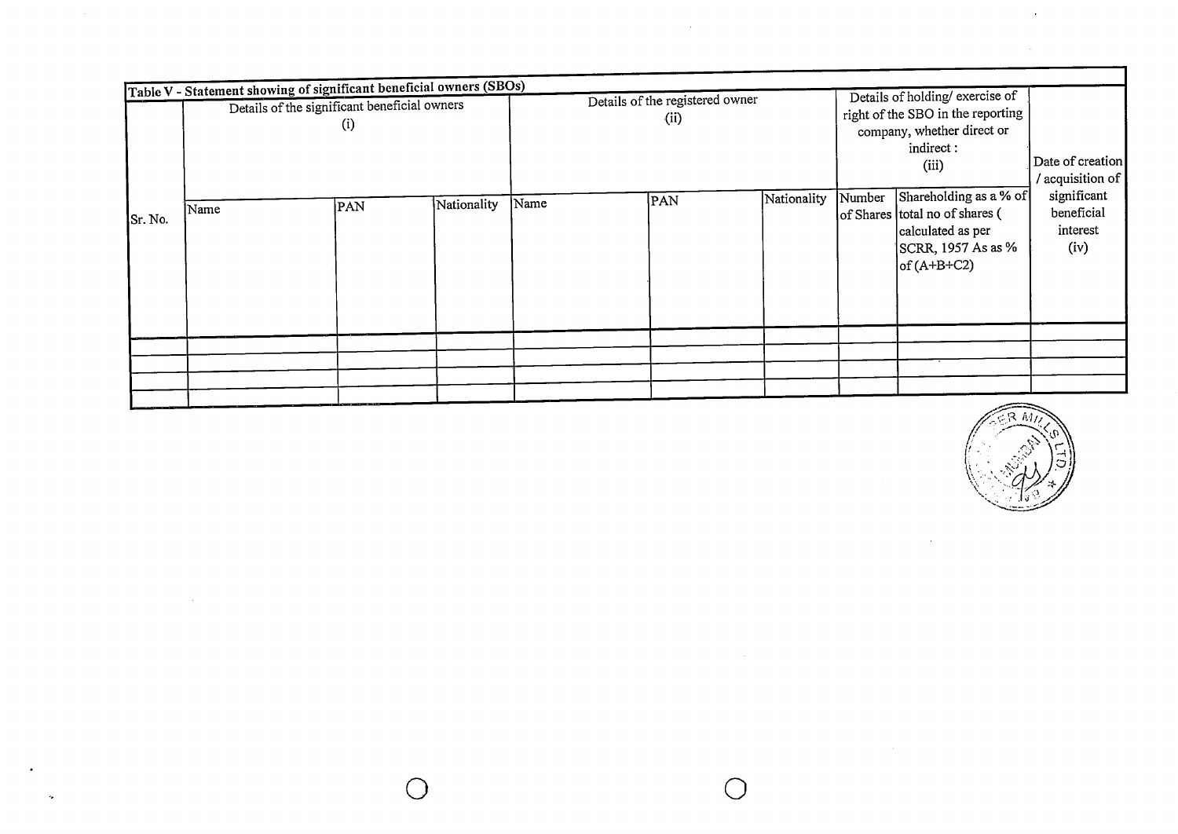Table V - Statement showing of significant beneficial owners (SBOs)

| Sr. No. | Details of the significant beneficial owners (i) | | | Details of the registered owner (ii) | | | Details of holding/ exercise of right of the SBO in the reporting company, whether direct or indirect : (iii) | | Date of creation / acquisition of significant beneficial interest (iv) |
|---|---|---|---|---|---|---|---|---|---|
| | Name | PAN | Nationality | Name | PAN | Nationality | Number of Shares | Shareholding as a % of total no of shares ( calculated as per SCRR, 1957 As as % of (A+B+C2) | |
| | | | | | | | | | |
| | | | | | | | | | |
| | | | | | | | | | |
| | | | | | | | | | |